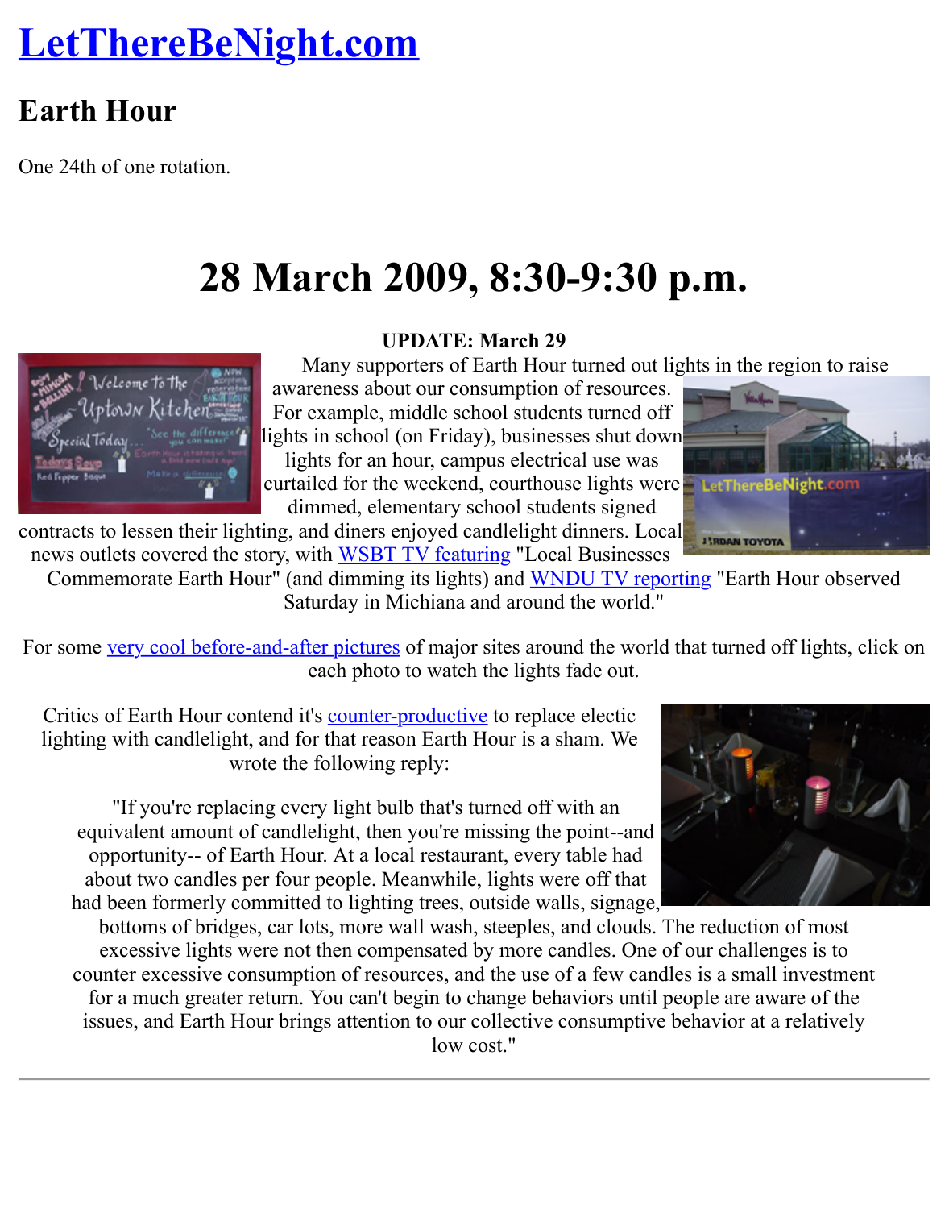# LetThereBeNight.com

## Earth Hour

One 24th of one rotation.

# 28 March 2009, 8:30-9:30 p.m.

**UPDATE: March 29**

Many supporters of Earth Hour turned out lights in the region to raise awareness about our consumption of resources. For example, middle school students turned off lights in school (on Friday), businesses shut down lights for an hour, campus electrical use was curtailed for the weekend, courthouse lights were dimmed, elementary school students signed contracts to lessen their lighting, and diners enjoyed candlelight dinners. Local news outlets covered the story, with WSBT TV featuring "Local Businesses Commemorate Earth Hour" (and dimming its lights) and WNDU TV reporting "Earth Hour observed Saturday in Michiana and around the world."

For some very cool before-and-after pictures of major sites around the world that turned off lights, click on each photo to watch the lights fade out.

Critics of Earth Hour contend it's counter-productive to replace electic lighting with candlelight, and for that reason Earth Hour is a sham. We wrote the following reply:

"If you're replacing every light bulb that's turned off with an equivalent amount of candlelight, then you're missing the point--and opportunity-- of Earth Hour. At a local restaurant, every table had about two candles per four people. Meanwhile, lights were off that had been formerly committed to lighting trees, outside walls, signage, bottoms of bridges, car lots, more wall wash, steeples, and clouds. The reduction of most excessive lights were not then compensated by more candles. One of our challenges is to counter excessive consumption of resources, and the use of a few candles is a small investment for a much greater return. You can't begin to change behaviors until people are aware of the issues, and Earth Hour brings attention to our collective consumptive behavior at a relatively low cost."

---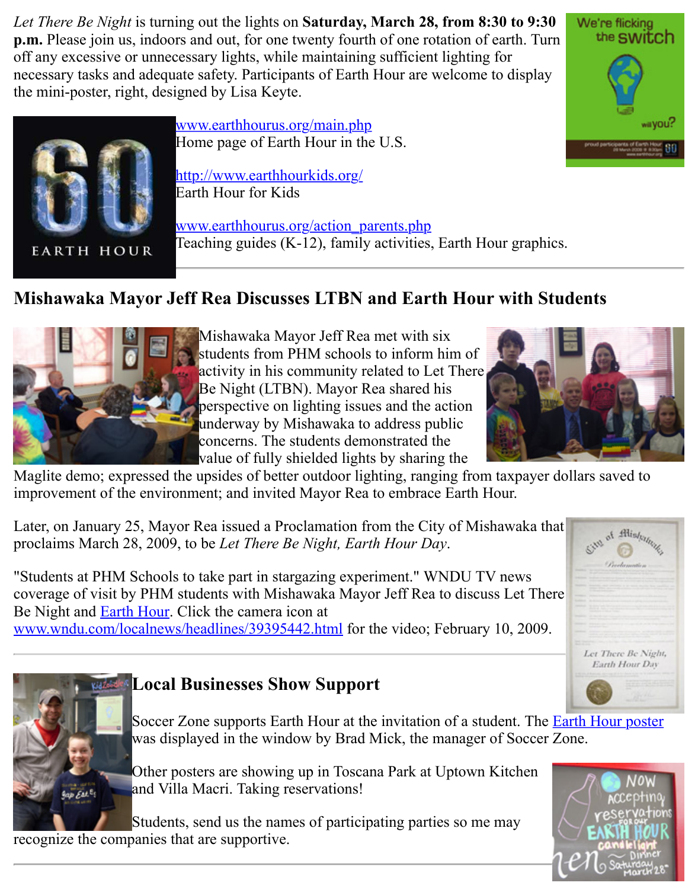*Let There Be Night* is turning out the lights on **Saturday, March 28, from 8:30 to 9:30 p.m.** Please join us, indoors and out, for one twenty fourth of one rotation of earth. Turn off any excessive or unnecessary lights, while maintaining sufficient lighting for necessary tasks and adequate safety. Participants of Earth Hour are welcome to display the mini-poster, right, designed by Lisa Keyte.

www.earthhourus.org/main.php
Home page of Earth Hour in the U.S.

http://www.earthhourkids.org/
Earth Hour for Kids

www.earthhourus.org/action_parents.php
Teaching guides (K-12), family activities, Earth Hour graphics.

---

## Mishawaka Mayor Jeff Rea Discusses LTBN and Earth Hour with Students

Mishawaka Mayor Jeff Rea met with six students from PHM schools to inform him of activity in his community related to Let There Be Night (LTBN). Mayor Rea shared his perspective on lighting issues and the action underway by Mishawaka to address public concerns. The students demonstrated the value of fully shielded lights by sharing the Maglite demo; expressed the upsides of better outdoor lighting, ranging from taxpayer dollars saved to improvement of the environment; and invited Mayor Rea to embrace Earth Hour.

Later, on January 25, Mayor Rea issued a Proclamation from the City of Mishawaka that proclaims March 28, 2009, to be *Let There Be Night, Earth Hour Day*.

"Students at PHM Schools to take part in stargazing experiment." WNDU TV news coverage of visit by PHM students with Mishawaka Mayor Jeff Rea to discuss Let There Be Night and Earth Hour. Click the camera icon at www.wndu.com/localnews/headlines/39395442.html for the video; February 10, 2009.

---

## Local Businesses Show Support

Soccer Zone supports Earth Hour at the invitation of a student. The Earth Hour poster was displayed in the window by Brad Mick, the manager of Soccer Zone.

Other posters are showing up in Toscana Park at Uptown Kitchen and Villa Macri. Taking reservations!

Students, send us the names of participating parties so me may recognize the companies that are supportive.

---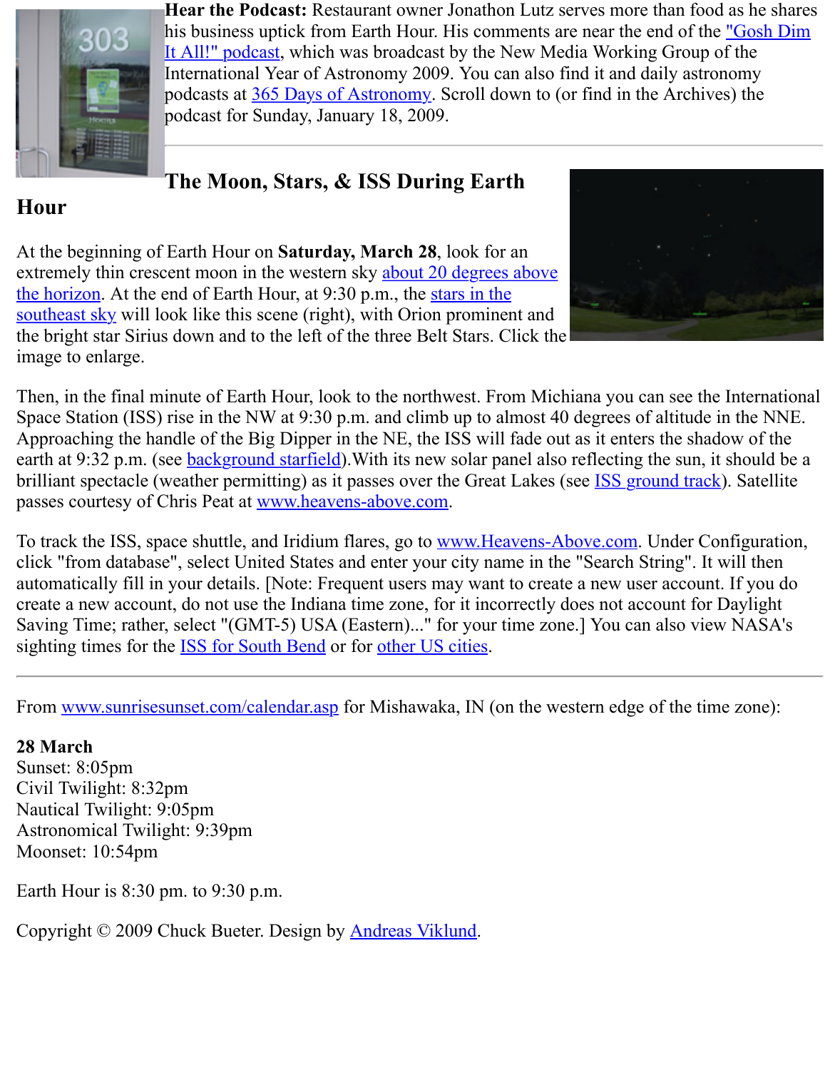**Hear the Podcast:** Restaurant owner Jonathon Lutz serves more than food as he shares his business uptick from Earth Hour. His comments are near the end of the "Gosh Dim It All!" podcast, which was broadcast by the New Media Working Group of the International Year of Astronomy 2009. You can also find it and daily astronomy podcasts at 365 Days of Astronomy. Scroll down to (or find in the Archives) the podcast for Sunday, January 18, 2009.

---

## The Moon, Stars, & ISS During Earth Hour

At the beginning of Earth Hour on **Saturday, March 28**, look for an extremely thin crescent moon in the western sky about 20 degrees above the horizon. At the end of Earth Hour, at 9:30 p.m., the stars in the southeast sky will look like this scene (right), with Orion prominent and the bright star Sirius down and to the left of the three Belt Stars. Click the image to enlarge.

Then, in the final minute of Earth Hour, look to the northwest. From Michiana you can see the International Space Station (ISS) rise in the NW at 9:30 p.m. and climb up to almost 40 degrees of altitude in the NNE. Approaching the handle of the Big Dipper in the NE, the ISS will fade out as it enters the shadow of the earth at 9:32 p.m. (see background starfield).With its new solar panel also reflecting the sun, it should be a brilliant spectacle (weather permitting) as it passes over the Great Lakes (see ISS ground track). Satellite passes courtesy of Chris Peat at www.heavens-above.com.

To track the ISS, space shuttle, and Iridium flares, go to www.Heavens-Above.com. Under Configuration, click "from database", select United States and enter your city name in the "Search String". It will then automatically fill in your details. [Note: Frequent users may want to create a new user account. If you do create a new account, do not use the Indiana time zone, for it incorrectly does not account for Daylight Saving Time; rather, select "(GMT-5) USA (Eastern)..." for your time zone.] You can also view NASA's sighting times for the ISS for South Bend or for other US cities.

---

From www.sunrisesunset.com/calendar.asp for Mishawaka, IN (on the western edge of the time zone):

**28 March**
Sunset: 8:05pm
Civil Twilight: 8:32pm
Nautical Twilight: 9:05pm
Astronomical Twilight: 9:39pm
Moonset: 10:54pm

Earth Hour is 8:30 pm. to 9:30 p.m.

Copyright © 2009 Chuck Bueter. Design by Andreas Viklund.